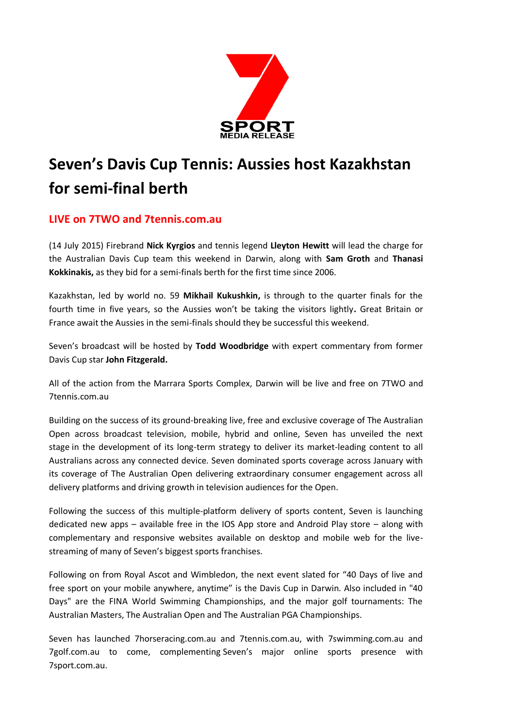# Seven's Davis Cup Tennis: Aussies host Kazakhstan for semi-final berth

## LIVE on 7TWO and 7tennis.com.au

(14 July 2015) Firebrand **Nick Kyrgios** and tennis legend **Lleyton Hewitt** will lead the charge for the Australian Davis Cup team this weekend in Darwin, along with **Sam Groth** and **Thanasi Kokkinakis,** as they bid for a semi-finals berth for the first time since 2006.

Kazakhstan, led by world no. 59 **Mikhail Kukushkin,** is through to the quarter finals for the fourth time in five years, so the Aussies won't be taking the visitors lightly**.** Great Britain or France await the Aussies in the semi-finals should they be successful this weekend.

Seven's broadcast will be hosted by **Todd Woodbridge** with expert commentary from former Davis Cup star **John Fitzgerald.**

All of the action from the Marrara Sports Complex, Darwin will be live and free on 7TWO and 7tennis.com.au

Building on the success of its ground-breaking live, free and exclusive coverage of The Australian Open across broadcast television, mobile, hybrid and online, Seven has unveiled the next stage in the development of its long-term strategy to deliver its market-leading content to all Australians across any connected device. Seven dominated sports coverage across January with its coverage of The Australian Open delivering extraordinary consumer engagement across all delivery platforms and driving growth in television audiences for the Open.

Following the success of this multiple-platform delivery of sports content, Seven is launching dedicated new apps – available free in the IOS App store and Android Play store – along with complementary and responsive websites available on desktop and mobile web for the live-streaming of many of Seven's biggest sports franchises.

Following on from Royal Ascot and Wimbledon, the next event slated for "40 Days of live and free sport on your mobile anywhere, anytime" is the Davis Cup in Darwin. Also included in "40 Days" are the FINA World Swimming Championships, and the major golf tournaments: The Australian Masters, The Australian Open and The Australian PGA Championships.

Seven has launched 7horseracing.com.au and 7tennis.com.au, with 7swimming.com.au and 7golf.com.au to come, complementing Seven's major online sports presence with 7sport.com.au.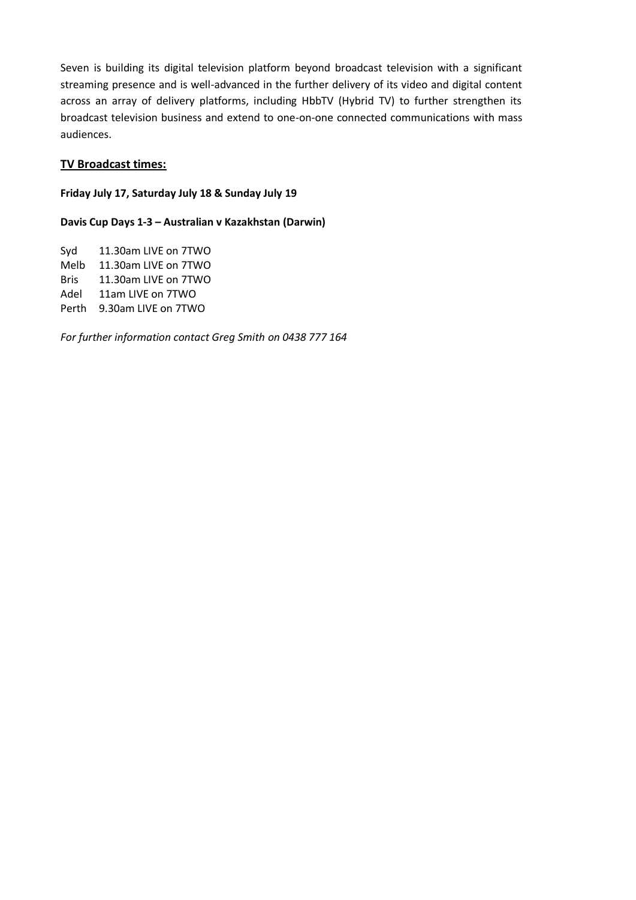Seven is building its digital television platform beyond broadcast television with a significant streaming presence and is well-advanced in the further delivery of its video and digital content across an array of delivery platforms, including HbbTV (Hybrid TV) to further strengthen its broadcast television business and extend to one-on-one connected communications with mass audiences.

## TV Broadcast times:

**Friday July 17, Saturday July 18 & Sunday July 19**

**Davis Cup Days 1-3 – Australian v Kazakhstan (Darwin)**

| | |
|---|---|
| Syd | 11.30am LIVE on 7TWO |
| Melb | 11.30am LIVE on 7TWO |
| Bris | 11.30am LIVE on 7TWO |
| Adel | 11am LIVE on 7TWO |
| Perth | 9.30am LIVE on 7TWO |

*For further information contact Greg Smith on 0438 777 164*